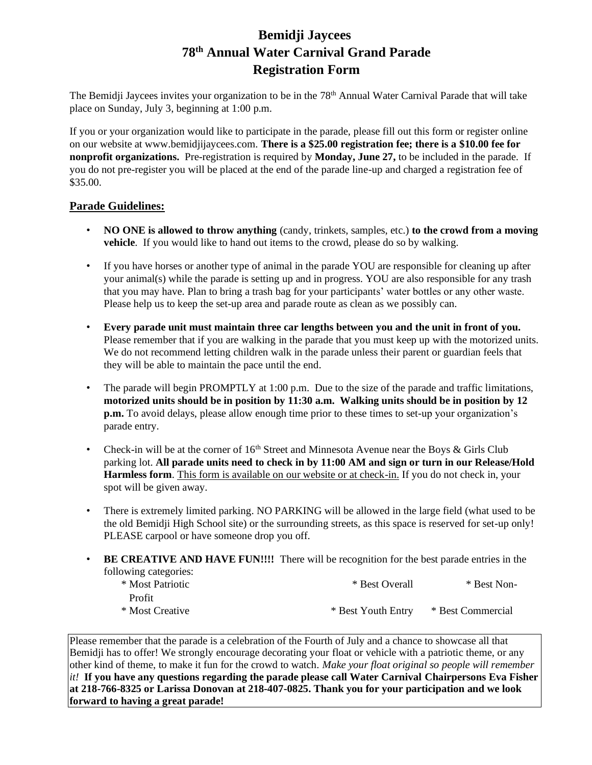# Bemidji Jaycees
# 78th Annual Water Carnival Grand Parade
# Registration Form

The Bemidji Jaycees invites your organization to be in the 78th Annual Water Carnival Parade that will take place on Sunday, July 3, beginning at 1:00 p.m.

If you or your organization would like to participate in the parade, please fill out this form or register online on our website at www.bemidjijaycees.com. **There is a $25.00 registration fee; there is a $10.00 fee for nonprofit organizations.** Pre-registration is required by **Monday, June 27,** to be included in the parade. If you do not pre-register you will be placed at the end of the parade line-up and charged a registration fee of $35.00.

## Parade Guidelines:

- **NO ONE is allowed to throw anything** (candy, trinkets, samples, etc.) **to the crowd from a moving vehicle**. If you would like to hand out items to the crowd, please do so by walking.
- If you have horses or another type of animal in the parade YOU are responsible for cleaning up after your animal(s) while the parade is setting up and in progress. YOU are also responsible for any trash that you may have. Plan to bring a trash bag for your participants' water bottles or any other waste. Please help us to keep the set-up area and parade route as clean as we possibly can.
- **Every parade unit must maintain three car lengths between you and the unit in front of you.** Please remember that if you are walking in the parade that you must keep up with the motorized units. We do not recommend letting children walk in the parade unless their parent or guardian feels that they will be able to maintain the pace until the end.
- The parade will begin PROMPTLY at 1:00 p.m. Due to the size of the parade and traffic limitations, **motorized units should be in position by 11:30 a.m. Walking units should be in position by 12 p.m.** To avoid delays, please allow enough time prior to these times to set-up your organization's parade entry.
- Check-in will be at the corner of 16th Street and Minnesota Avenue near the Boys & Girls Club parking lot. **All parade units need to check in by 11:00 AM and sign or turn in our Release/Hold Harmless form**. This form is available on our website or at check-in. If you do not check in, your spot will be given away.
- There is extremely limited parking. NO PARKING will be allowed in the large field (what used to be the old Bemidji High School site) or the surrounding streets, as this space is reserved for set-up only! PLEASE carpool or have someone drop you off.
- **BE CREATIVE AND HAVE FUN!!!!** There will be recognition for the best parade entries in the following categories:
  - Most Patriotic
  - Best Overall
  - Best Non-Profit
  - Most Creative
  - Best Youth Entry
  - Best Commercial

Please remember that the parade is a celebration of the Fourth of July and a chance to showcase all that Bemidji has to offer! We strongly encourage decorating your float or vehicle with a patriotic theme, or any other kind of theme, to make it fun for the crowd to watch. *Make your float original so people will remember it!* **If you have any questions regarding the parade please call Water Carnival Chairpersons Eva Fisher at 218-766-8325 or Larissa Donovan at 218-407-0825. Thank you for your participation and we look forward to having a great parade!**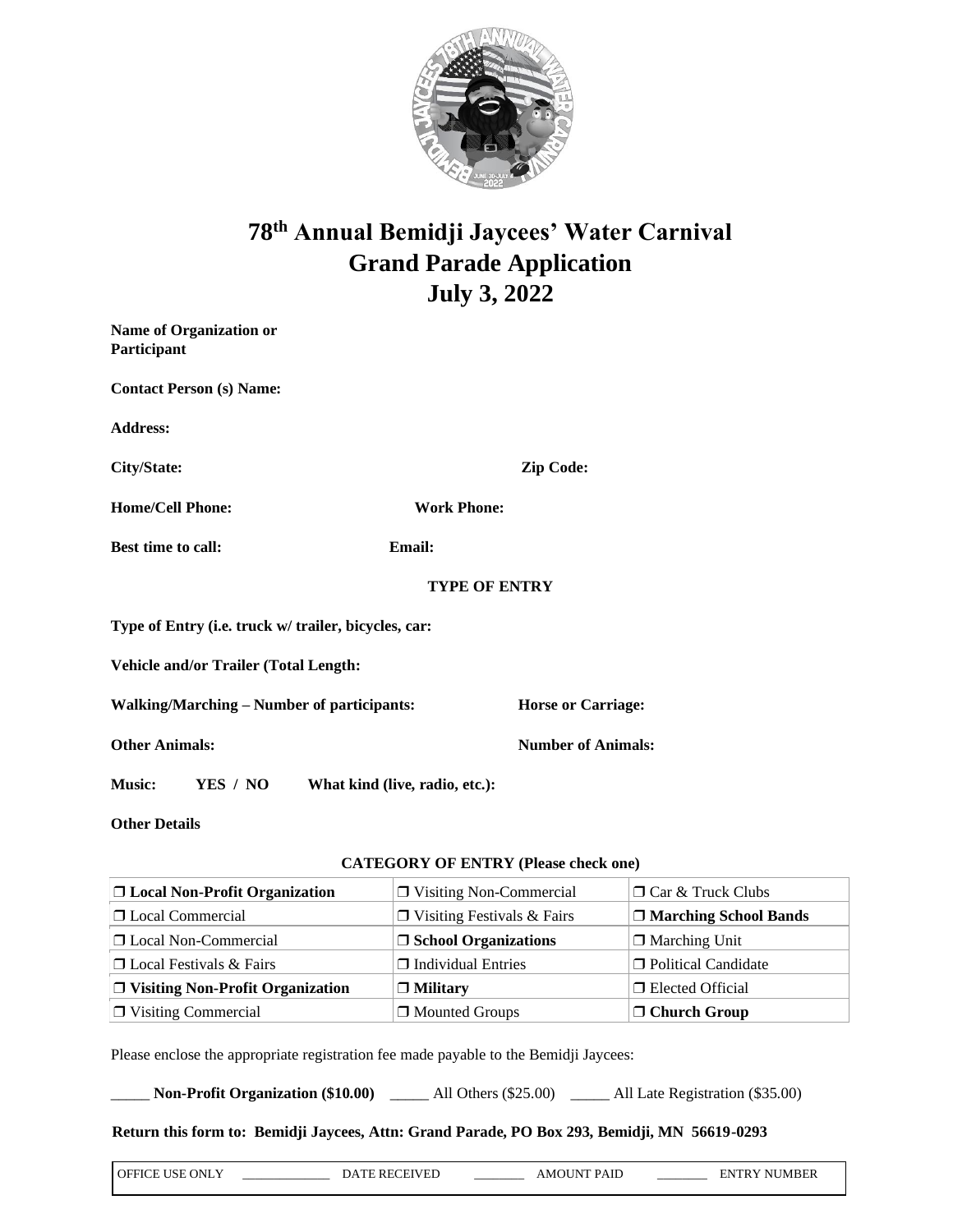# 78th Annual Bemidji Jaycees' Water Carnival
# Grand Parade Application
# July 3, 2022

**Name of Organization or Participant**

**Contact Person (s) Name:**

**Address:**

**City/State:** **Zip Code:**

**Home/Cell Phone:** **Work Phone:**

**Best time to call:** **Email:**

**TYPE OF ENTRY**

**Type of Entry (i.e. truck w/ trailer, bicycles, car:**

**Vehicle and/or Trailer (Total Length:**

**Walking/Marching – Number of participants:** **Horse or Carriage:**

**Other Animals:** **Number of Animals:**

**Music: YES / NO What kind (live, radio, etc.):**

**Other Details**

**CATEGORY OF ENTRY (Please check one)**

| | | |
|---|---|---|
| ❒ **Local Non-Profit Organization** | ❒ Visiting Non-Commercial | ❒ Car & Truck Clubs |
| ❒ Local Commercial | ❒ Visiting Festivals & Fairs | ❒ **Marching School Bands** |
| ❒ Local Non-Commercial | ❒ **School Organizations** | ❒ Marching Unit |
| ❒ Local Festivals & Fairs | ❒ Individual Entries | ❒ Political Candidate |
| ❒ **Visiting Non-Profit Organization** | ❒ **Military** | ❒ Elected Official |
| ❒ Visiting Commercial | ❒ Mounted Groups | ❒ **Church Group** |

Please enclose the appropriate registration fee made payable to the Bemidji Jaycees:

_____ **Non-Profit Organization ($10.00)** _____ All Others ($25.00) _____ All Late Registration ($35.00)

**Return this form to: Bemidji Jaycees, Attn: Grand Parade, PO Box 293, Bemidji, MN 56619-0293**

OFFICE USE ONLY _____________ DATE RECEIVED _______ AMOUNT PAID _______ ENTRY NUMBER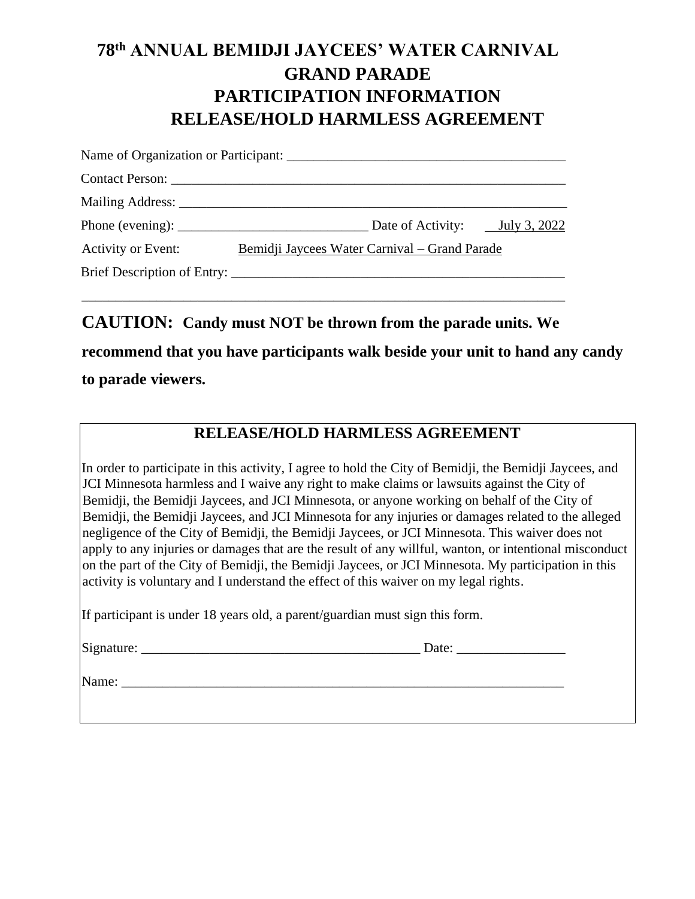# 78th ANNUAL BEMIDJI JAYCEES' WATER CARNIVAL GRAND PARADE PARTICIPATION INFORMATION RELEASE/HOLD HARMLESS AGREEMENT

Name of Organization or Participant: ________________________________________

Contact Person: ____________________________________________________________

Mailing Address: ___________________________________________________________

Phone (evening): ____________________________ Date of Activity: July 3, 2022

Activity or Event: Bemidji Jaycees Water Carnival – Grand Parade

Brief Description of Entry: __________________________________________________

______________________________________________________________________

**CAUTION: Candy must NOT be thrown from the parade units. We recommend that you have participants walk beside your unit to hand any candy to parade viewers.**

## RELEASE/HOLD HARMLESS AGREEMENT

In order to participate in this activity, I agree to hold the City of Bemidji, the Bemidji Jaycees, and JCI Minnesota harmless and I waive any right to make claims or lawsuits against the City of Bemidji, the Bemidji Jaycees, and JCI Minnesota, or anyone working on behalf of the City of Bemidji, the Bemidji Jaycees, and JCI Minnesota for any injuries or damages related to the alleged negligence of the City of Bemidji, the Bemidji Jaycees, or JCI Minnesota. This waiver does not apply to any injuries or damages that are the result of any willful, wanton, or intentional misconduct on the part of the City of Bemidji, the Bemidji Jaycees, or JCI Minnesota. My participation in this activity is voluntary and I understand the effect of this waiver on my legal rights.

If participant is under 18 years old, a parent/guardian must sign this form.

Signature: ________________________________________ Date: ________________

Name: ____________________________________________________________________